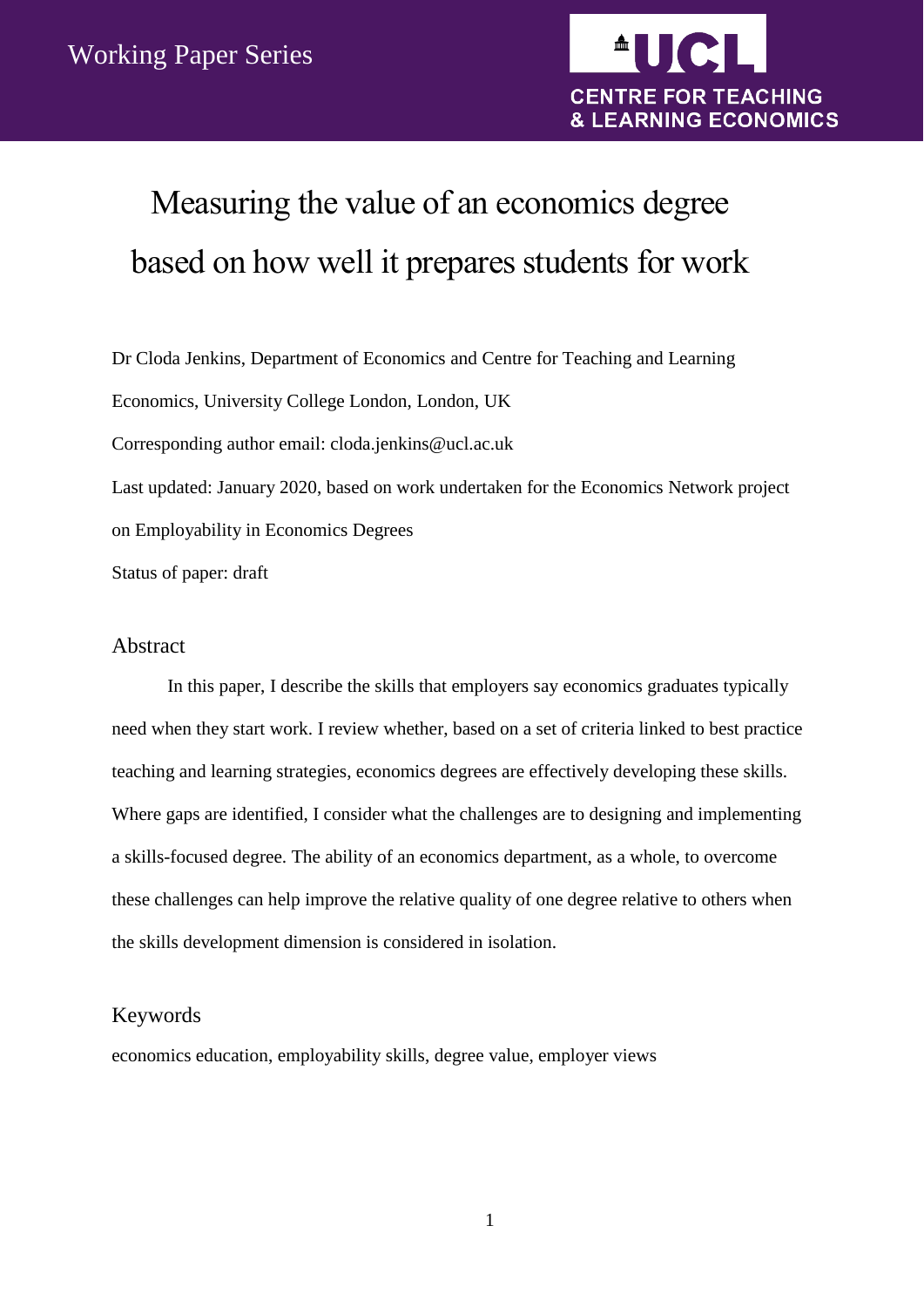Working Paper Series

UCL CENTRE FOR TEACHING & LEARNING ECONOMICS

# Measuring the value of an economics degree based on how well it prepares students for work

Dr Cloda Jenkins, Department of Economics and Centre for Teaching and Learning Economics, University College London, London, UK

Corresponding author email: cloda.jenkins@ucl.ac.uk

Last updated: January 2020, based on work undertaken for the Economics Network project on Employability in Economics Degrees

Status of paper: draft

## Abstract

In this paper, I describe the skills that employers say economics graduates typically need when they start work. I review whether, based on a set of criteria linked to best practice teaching and learning strategies, economics degrees are effectively developing these skills. Where gaps are identified, I consider what the challenges are to designing and implementing a skills-focused degree. The ability of an economics department, as a whole, to overcome these challenges can help improve the relative quality of one degree relative to others when the skills development dimension is considered in isolation.

## Keywords

economics education, employability skills, degree value, employer views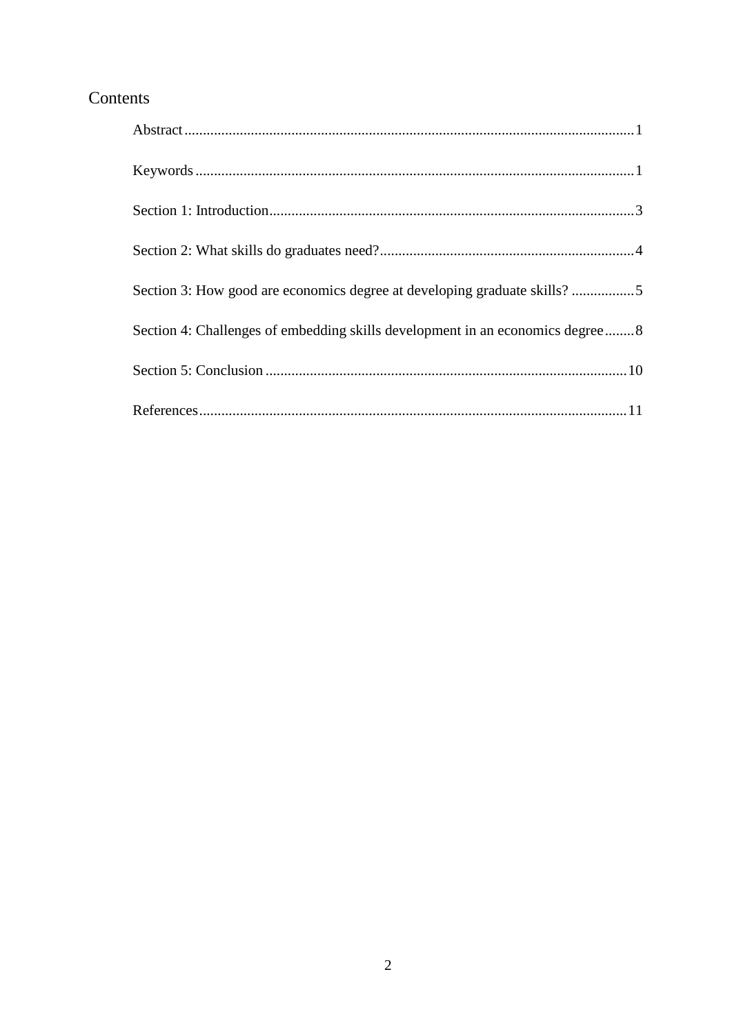# Contents

Abstract.......................................................................................................................1

Keywords.....................................................................................................................1

Section 1: Introduction.................................................................................................3

Section 2: What skills do graduates need?...................................................................4

Section 3: How good are economics degree at developing graduate skills? ...............5

Section 4: Challenges of embedding skills development in an economics degree........8

Section 5: Conclusion ...............................................................................................10

References.................................................................................................................11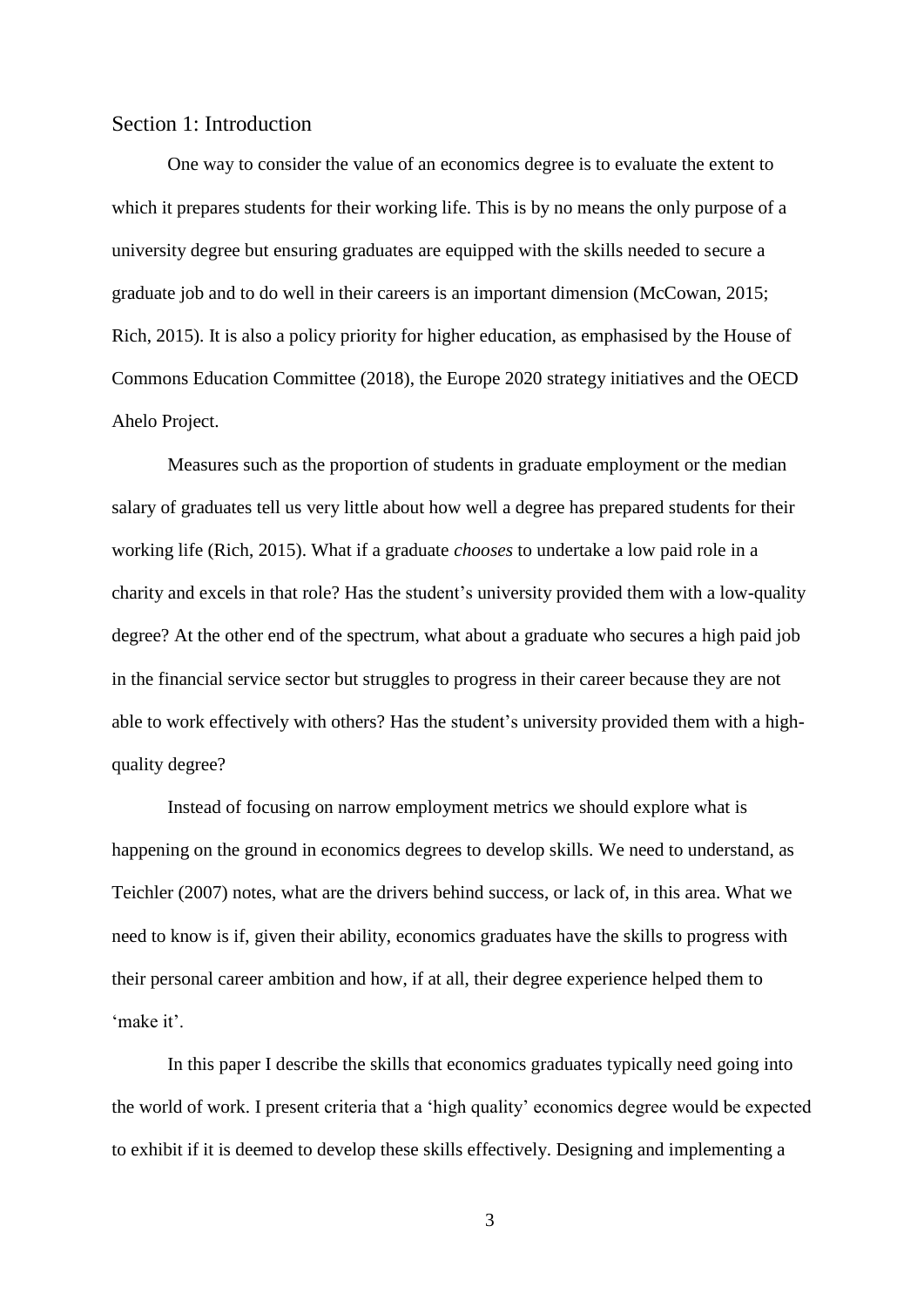## Section 1: Introduction

One way to consider the value of an economics degree is to evaluate the extent to which it prepares students for their working life. This is by no means the only purpose of a university degree but ensuring graduates are equipped with the skills needed to secure a graduate job and to do well in their careers is an important dimension (McCowan, 2015; Rich, 2015). It is also a policy priority for higher education, as emphasised by the House of Commons Education Committee (2018), the Europe 2020 strategy initiatives and the OECD Ahelo Project.

Measures such as the proportion of students in graduate employment or the median salary of graduates tell us very little about how well a degree has prepared students for their working life (Rich, 2015). What if a graduate *chooses* to undertake a low paid role in a charity and excels in that role? Has the student's university provided them with a low-quality degree? At the other end of the spectrum, what about a graduate who secures a high paid job in the financial service sector but struggles to progress in their career because they are not able to work effectively with others? Has the student's university provided them with a high-quality degree?

Instead of focusing on narrow employment metrics we should explore what is happening on the ground in economics degrees to develop skills. We need to understand, as Teichler (2007) notes, what are the drivers behind success, or lack of, in this area. What we need to know is if, given their ability, economics graduates have the skills to progress with their personal career ambition and how, if at all, their degree experience helped them to 'make it'.

In this paper I describe the skills that economics graduates typically need going into the world of work. I present criteria that a 'high quality' economics degree would be expected to exhibit if it is deemed to develop these skills effectively. Designing and implementing a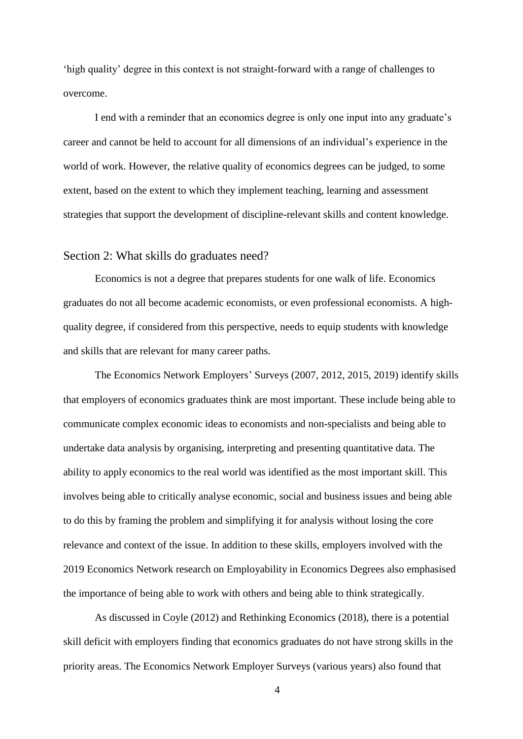'high quality' degree in this context is not straight-forward with a range of challenges to overcome.

I end with a reminder that an economics degree is only one input into any graduate's career and cannot be held to account for all dimensions of an individual's experience in the world of work. However, the relative quality of economics degrees can be judged, to some extent, based on the extent to which they implement teaching, learning and assessment strategies that support the development of discipline-relevant skills and content knowledge.

## Section 2: What skills do graduates need?

Economics is not a degree that prepares students for one walk of life. Economics graduates do not all become academic economists, or even professional economists. A high-quality degree, if considered from this perspective, needs to equip students with knowledge and skills that are relevant for many career paths.

The Economics Network Employers' Surveys (2007, 2012, 2015, 2019) identify skills that employers of economics graduates think are most important. These include being able to communicate complex economic ideas to economists and non-specialists and being able to undertake data analysis by organising, interpreting and presenting quantitative data. The ability to apply economics to the real world was identified as the most important skill. This involves being able to critically analyse economic, social and business issues and being able to do this by framing the problem and simplifying it for analysis without losing the core relevance and context of the issue. In addition to these skills, employers involved with the 2019 Economics Network research on Employability in Economics Degrees also emphasised the importance of being able to work with others and being able to think strategically.

As discussed in Coyle (2012) and Rethinking Economics (2018), there is a potential skill deficit with employers finding that economics graduates do not have strong skills in the priority areas. The Economics Network Employer Surveys (various years) also found that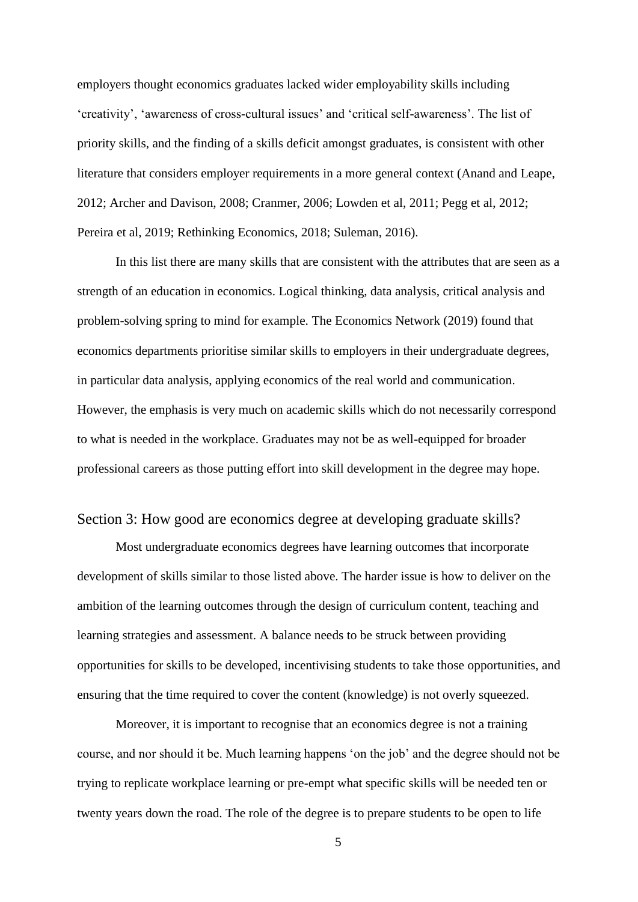employers thought economics graduates lacked wider employability skills including 'creativity', 'awareness of cross-cultural issues' and 'critical self-awareness'. The list of priority skills, and the finding of a skills deficit amongst graduates, is consistent with other literature that considers employer requirements in a more general context (Anand and Leape, 2012; Archer and Davison, 2008; Cranmer, 2006; Lowden et al, 2011; Pegg et al, 2012; Pereira et al, 2019; Rethinking Economics, 2018; Suleman, 2016).

In this list there are many skills that are consistent with the attributes that are seen as a strength of an education in economics. Logical thinking, data analysis, critical analysis and problem-solving spring to mind for example. The Economics Network (2019) found that economics departments prioritise similar skills to employers in their undergraduate degrees, in particular data analysis, applying economics of the real world and communication. However, the emphasis is very much on academic skills which do not necessarily correspond to what is needed in the workplace. Graduates may not be as well-equipped for broader professional careers as those putting effort into skill development in the degree may hope.

## Section 3: How good are economics degree at developing graduate skills?

Most undergraduate economics degrees have learning outcomes that incorporate development of skills similar to those listed above. The harder issue is how to deliver on the ambition of the learning outcomes through the design of curriculum content, teaching and learning strategies and assessment. A balance needs to be struck between providing opportunities for skills to be developed, incentivising students to take those opportunities, and ensuring that the time required to cover the content (knowledge) is not overly squeezed.

Moreover, it is important to recognise that an economics degree is not a training course, and nor should it be. Much learning happens 'on the job' and the degree should not be trying to replicate workplace learning or pre-empt what specific skills will be needed ten or twenty years down the road. The role of the degree is to prepare students to be open to life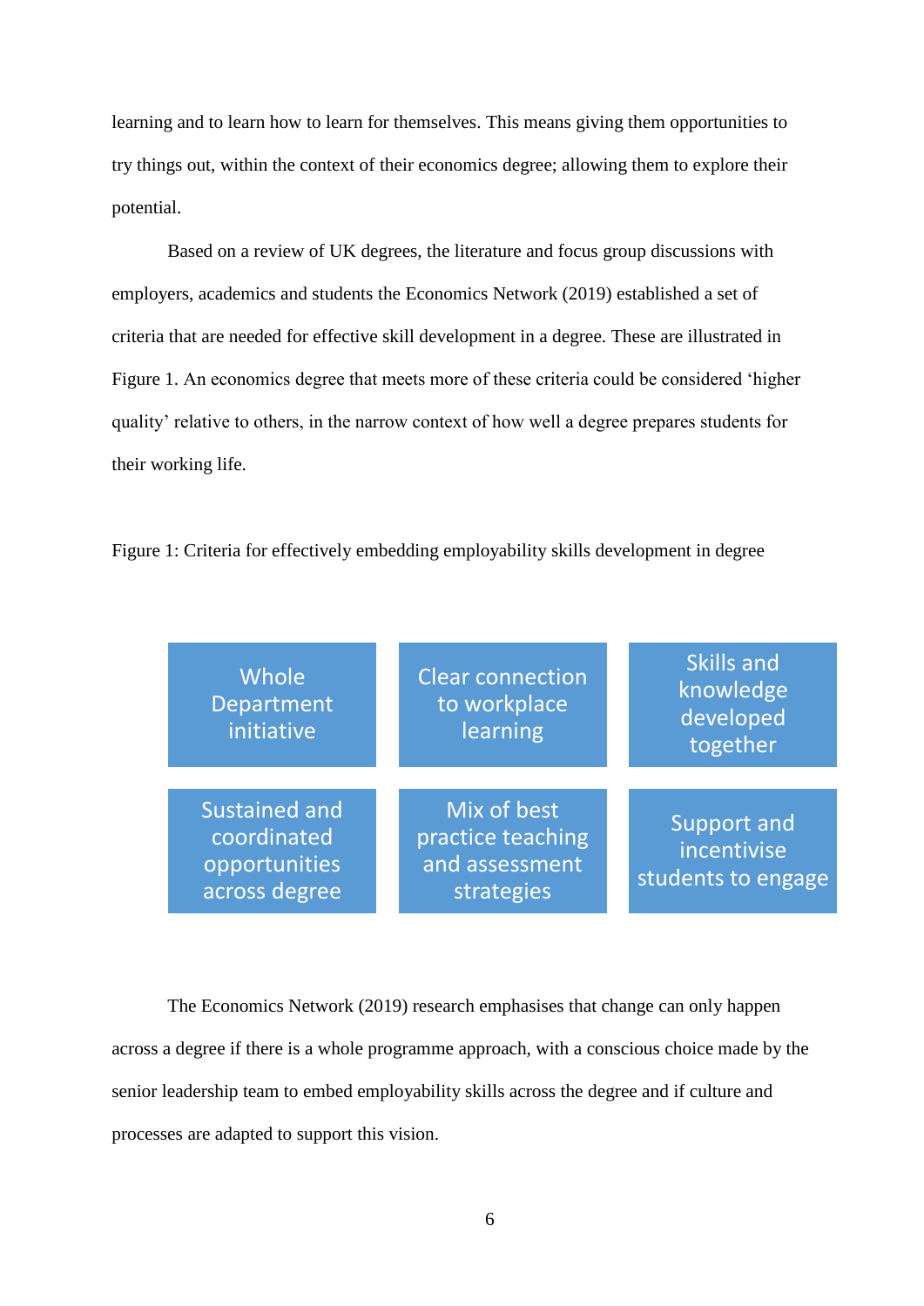learning and to learn how to learn for themselves. This means giving them opportunities to try things out, within the context of their economics degree; allowing them to explore their potential.

Based on a review of UK degrees, the literature and focus group discussions with employers, academics and students the Economics Network (2019) established a set of criteria that are needed for effective skill development in a degree. These are illustrated in Figure 1. An economics degree that meets more of these criteria could be considered 'higher quality' relative to others, in the narrow context of how well a degree prepares students for their working life.

Figure 1: Criteria for effectively embedding employability skills development in degree

| | | |
|---|---|---|
| Whole Department initiative | Clear connection to workplace learning | Skills and knowledge developed together |
| Sustained and coordinated opportunities across degree | Mix of best practice teaching and assessment strategies | Support and incentivise students to engage |

The Economics Network (2019) research emphasises that change can only happen across a degree if there is a whole programme approach, with a conscious choice made by the senior leadership team to embed employability skills across the degree and if culture and processes are adapted to support this vision.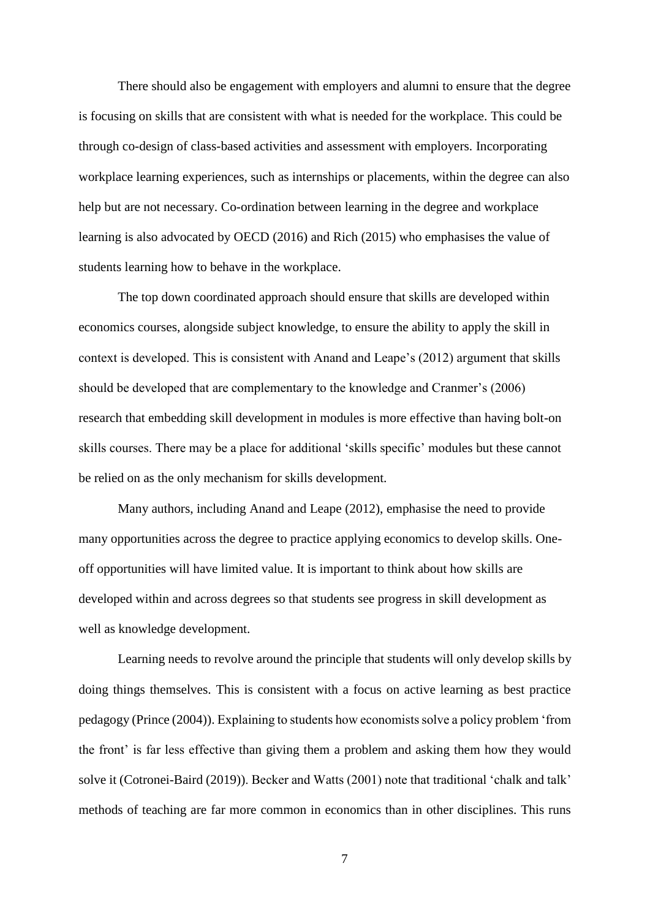There should also be engagement with employers and alumni to ensure that the degree is focusing on skills that are consistent with what is needed for the workplace. This could be through co-design of class-based activities and assessment with employers. Incorporating workplace learning experiences, such as internships or placements, within the degree can also help but are not necessary. Co-ordination between learning in the degree and workplace learning is also advocated by OECD (2016) and Rich (2015) who emphasises the value of students learning how to behave in the workplace.

The top down coordinated approach should ensure that skills are developed within economics courses, alongside subject knowledge, to ensure the ability to apply the skill in context is developed. This is consistent with Anand and Leape's (2012) argument that skills should be developed that are complementary to the knowledge and Cranmer's (2006) research that embedding skill development in modules is more effective than having bolt-on skills courses. There may be a place for additional 'skills specific' modules but these cannot be relied on as the only mechanism for skills development.

Many authors, including Anand and Leape (2012), emphasise the need to provide many opportunities across the degree to practice applying economics to develop skills. One-off opportunities will have limited value. It is important to think about how skills are developed within and across degrees so that students see progress in skill development as well as knowledge development.

Learning needs to revolve around the principle that students will only develop skills by doing things themselves. This is consistent with a focus on active learning as best practice pedagogy (Prince (2004)). Explaining to students how economists solve a policy problem 'from the front' is far less effective than giving them a problem and asking them how they would solve it (Cotronei-Baird (2019)). Becker and Watts (2001) note that traditional 'chalk and talk' methods of teaching are far more common in economics than in other disciplines. This runs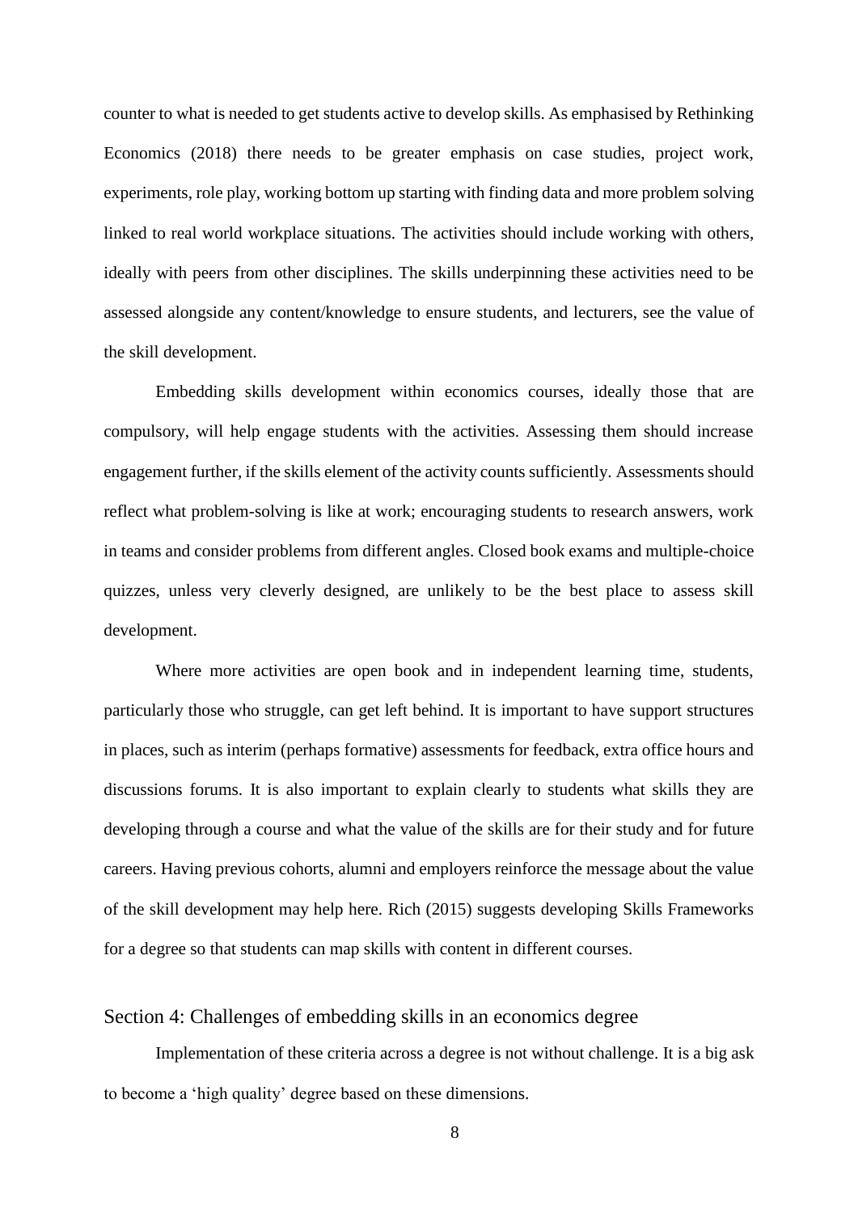counter to what is needed to get students active to develop skills. As emphasised by Rethinking Economics (2018) there needs to be greater emphasis on case studies, project work, experiments, role play, working bottom up starting with finding data and more problem solving linked to real world workplace situations. The activities should include working with others, ideally with peers from other disciplines. The skills underpinning these activities need to be assessed alongside any content/knowledge to ensure students, and lecturers, see the value of the skill development.

Embedding skills development within economics courses, ideally those that are compulsory, will help engage students with the activities. Assessing them should increase engagement further, if the skills element of the activity counts sufficiently. Assessments should reflect what problem-solving is like at work; encouraging students to research answers, work in teams and consider problems from different angles. Closed book exams and multiple-choice quizzes, unless very cleverly designed, are unlikely to be the best place to assess skill development.

Where more activities are open book and in independent learning time, students, particularly those who struggle, can get left behind. It is important to have support structures in places, such as interim (perhaps formative) assessments for feedback, extra office hours and discussions forums. It is also important to explain clearly to students what skills they are developing through a course and what the value of the skills are for their study and for future careers. Having previous cohorts, alumni and employers reinforce the message about the value of the skill development may help here. Rich (2015) suggests developing Skills Frameworks for a degree so that students can map skills with content in different courses.

## Section 4: Challenges of embedding skills in an economics degree

Implementation of these criteria across a degree is not without challenge. It is a big ask to become a 'high quality' degree based on these dimensions.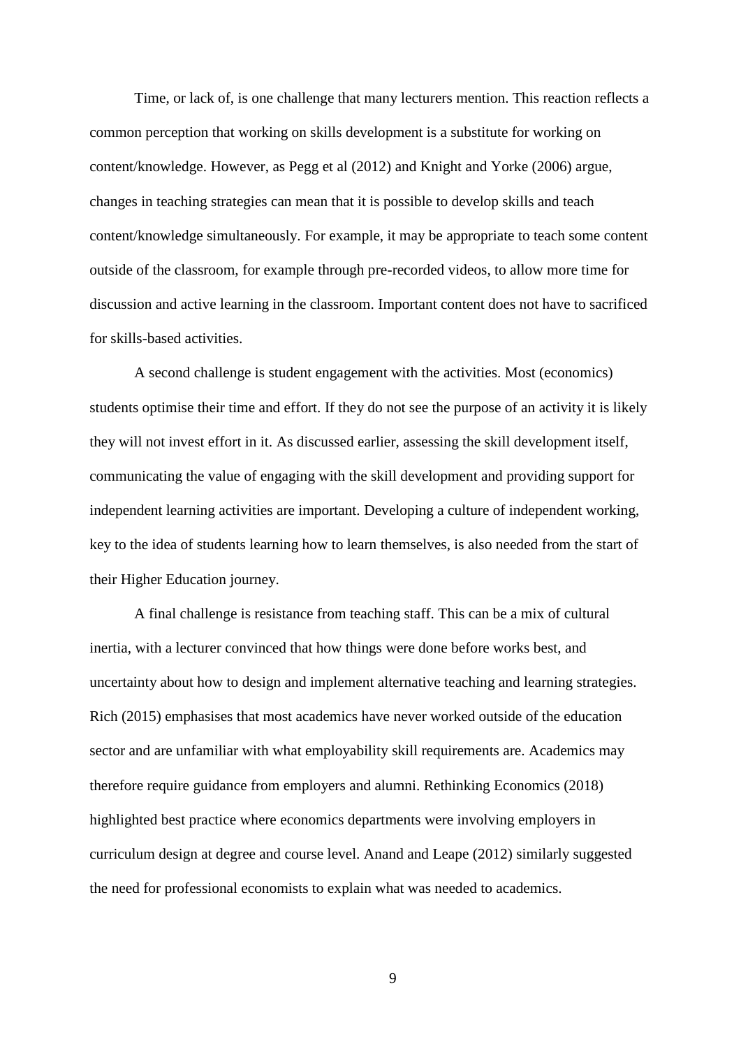Time, or lack of, is one challenge that many lecturers mention. This reaction reflects a common perception that working on skills development is a substitute for working on content/knowledge. However, as Pegg et al (2012) and Knight and Yorke (2006) argue, changes in teaching strategies can mean that it is possible to develop skills and teach content/knowledge simultaneously. For example, it may be appropriate to teach some content outside of the classroom, for example through pre-recorded videos, to allow more time for discussion and active learning in the classroom. Important content does not have to sacrificed for skills-based activities.

A second challenge is student engagement with the activities. Most (economics) students optimise their time and effort. If they do not see the purpose of an activity it is likely they will not invest effort in it. As discussed earlier, assessing the skill development itself, communicating the value of engaging with the skill development and providing support for independent learning activities are important. Developing a culture of independent working, key to the idea of students learning how to learn themselves, is also needed from the start of their Higher Education journey.

A final challenge is resistance from teaching staff. This can be a mix of cultural inertia, with a lecturer convinced that how things were done before works best, and uncertainty about how to design and implement alternative teaching and learning strategies. Rich (2015) emphasises that most academics have never worked outside of the education sector and are unfamiliar with what employability skill requirements are. Academics may therefore require guidance from employers and alumni. Rethinking Economics (2018) highlighted best practice where economics departments were involving employers in curriculum design at degree and course level. Anand and Leape (2012) similarly suggested the need for professional economists to explain what was needed to academics.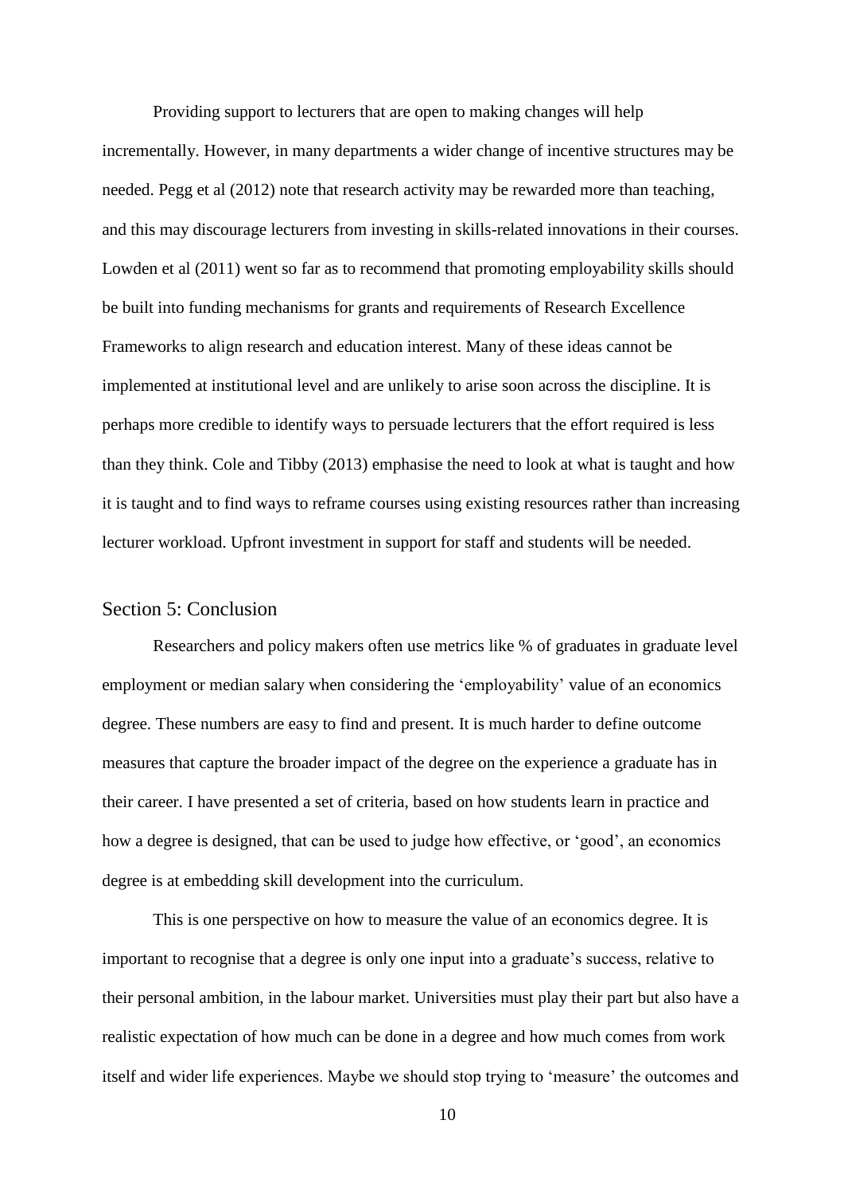Providing support to lecturers that are open to making changes will help incrementally. However, in many departments a wider change of incentive structures may be needed. Pegg et al (2012) note that research activity may be rewarded more than teaching, and this may discourage lecturers from investing in skills-related innovations in their courses. Lowden et al (2011) went so far as to recommend that promoting employability skills should be built into funding mechanisms for grants and requirements of Research Excellence Frameworks to align research and education interest. Many of these ideas cannot be implemented at institutional level and are unlikely to arise soon across the discipline. It is perhaps more credible to identify ways to persuade lecturers that the effort required is less than they think. Cole and Tibby (2013) emphasise the need to look at what is taught and how it is taught and to find ways to reframe courses using existing resources rather than increasing lecturer workload. Upfront investment in support for staff and students will be needed.

## Section 5: Conclusion

Researchers and policy makers often use metrics like % of graduates in graduate level employment or median salary when considering the 'employability' value of an economics degree. These numbers are easy to find and present. It is much harder to define outcome measures that capture the broader impact of the degree on the experience a graduate has in their career. I have presented a set of criteria, based on how students learn in practice and how a degree is designed, that can be used to judge how effective, or 'good', an economics degree is at embedding skill development into the curriculum.

This is one perspective on how to measure the value of an economics degree. It is important to recognise that a degree is only one input into a graduate's success, relative to their personal ambition, in the labour market. Universities must play their part but also have a realistic expectation of how much can be done in a degree and how much comes from work itself and wider life experiences. Maybe we should stop trying to 'measure' the outcomes and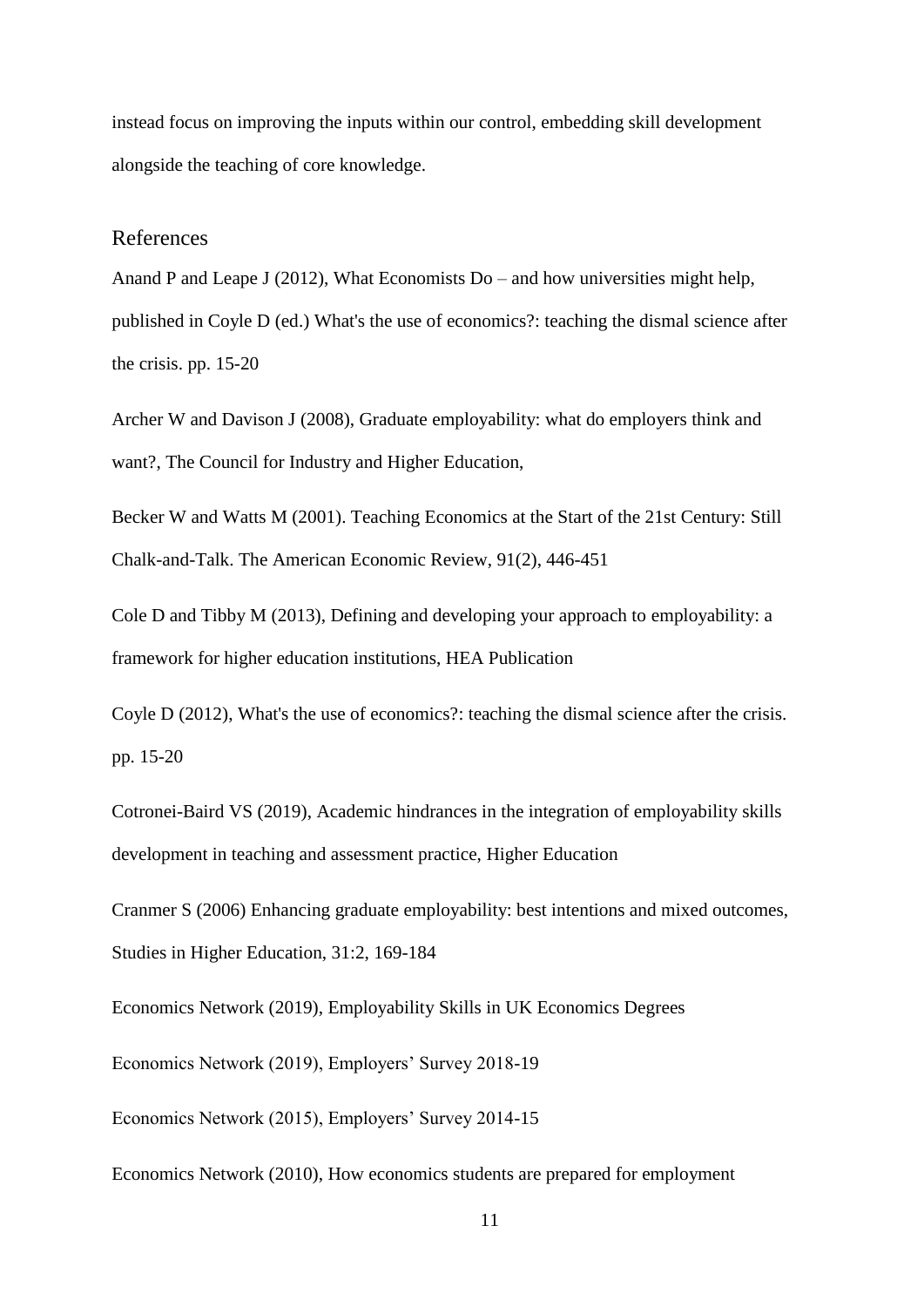instead focus on improving the inputs within our control, embedding skill development alongside the teaching of core knowledge.

## References

Anand P and Leape J (2012), What Economists Do – and how universities might help, published in Coyle D (ed.) What's the use of economics?: teaching the dismal science after the crisis. pp. 15-20

Archer W and Davison J (2008), Graduate employability: what do employers think and want?, The Council for Industry and Higher Education,

Becker W and Watts M (2001). Teaching Economics at the Start of the 21st Century: Still Chalk-and-Talk. The American Economic Review, 91(2), 446-451

Cole D and Tibby M (2013), Defining and developing your approach to employability: a framework for higher education institutions, HEA Publication

Coyle D (2012), What's the use of economics?: teaching the dismal science after the crisis. pp. 15-20

Cotronei-Baird VS (2019), Academic hindrances in the integration of employability skills development in teaching and assessment practice, Higher Education

Cranmer S (2006) Enhancing graduate employability: best intentions and mixed outcomes, Studies in Higher Education, 31:2, 169-184

Economics Network (2019), Employability Skills in UK Economics Degrees

Economics Network (2019), Employers' Survey 2018-19

Economics Network (2015), Employers' Survey 2014-15

Economics Network (2010), How economics students are prepared for employment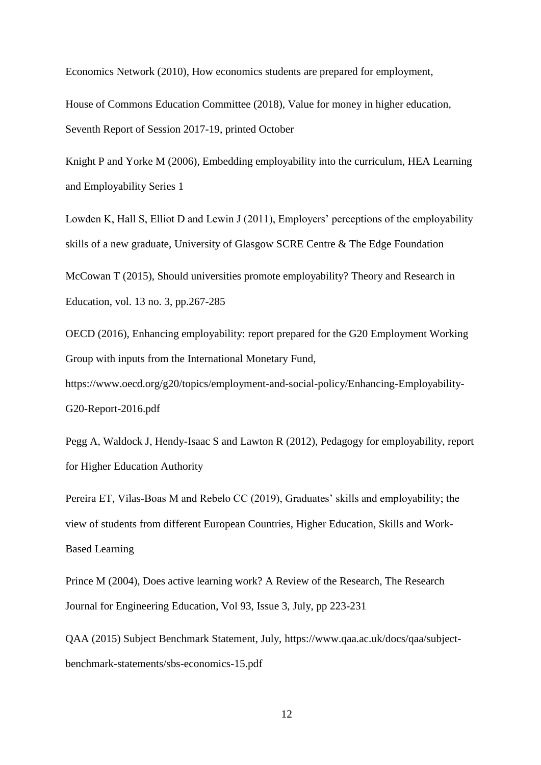Economics Network (2010), How economics students are prepared for employment,

House of Commons Education Committee (2018), Value for money in higher education, Seventh Report of Session 2017-19, printed October

Knight P and Yorke M (2006), Embedding employability into the curriculum, HEA Learning and Employability Series 1

Lowden K, Hall S, Elliot D and Lewin J (2011), Employers' perceptions of the employability skills of a new graduate, University of Glasgow SCRE Centre & The Edge Foundation

McCowan T (2015), Should universities promote employability? Theory and Research in Education, vol. 13 no. 3, pp.267-285

OECD (2016), Enhancing employability: report prepared for the G20 Employment Working Group with inputs from the International Monetary Fund, https://www.oecd.org/g20/topics/employment-and-social-policy/Enhancing-Employability-G20-Report-2016.pdf

Pegg A, Waldock J, Hendy-Isaac S and Lawton R (2012), Pedagogy for employability, report for Higher Education Authority

Pereira ET, Vilas-Boas M and Rebelo CC (2019), Graduates' skills and employability; the view of students from different European Countries, Higher Education, Skills and Work-Based Learning

Prince M (2004), Does active learning work? A Review of the Research, The Research Journal for Engineering Education, Vol 93, Issue 3, July, pp 223-231

QAA (2015) Subject Benchmark Statement, July, https://www.qaa.ac.uk/docs/qaa/subject-benchmark-statements/sbs-economics-15.pdf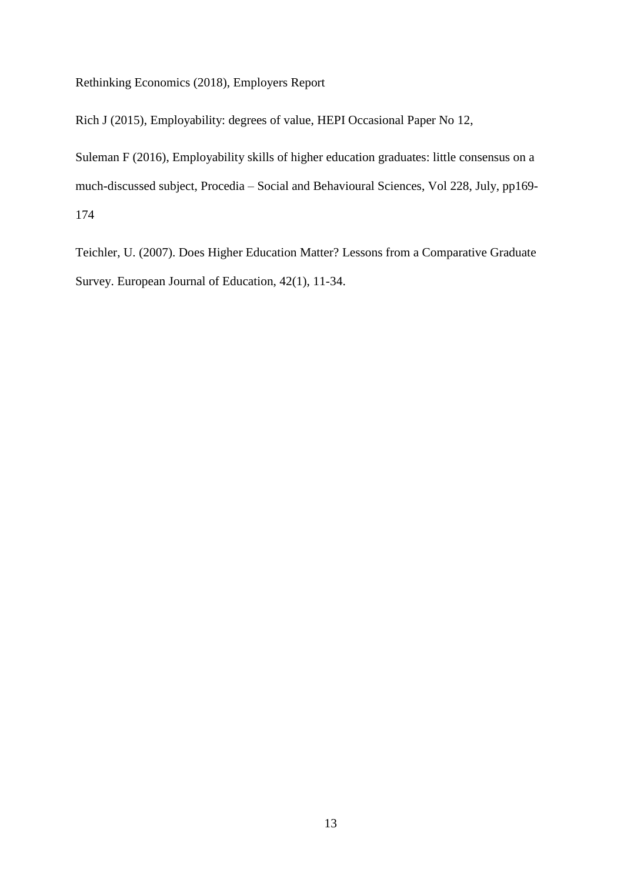Rethinking Economics (2018), Employers Report

Rich J (2015), Employability: degrees of value, HEPI Occasional Paper No 12,

Suleman F (2016), Employability skills of higher education graduates: little consensus on a much-discussed subject, Procedia – Social and Behavioural Sciences, Vol 228, July, pp169-174

Teichler, U. (2007). Does Higher Education Matter? Lessons from a Comparative Graduate Survey. European Journal of Education, 42(1), 11-34.